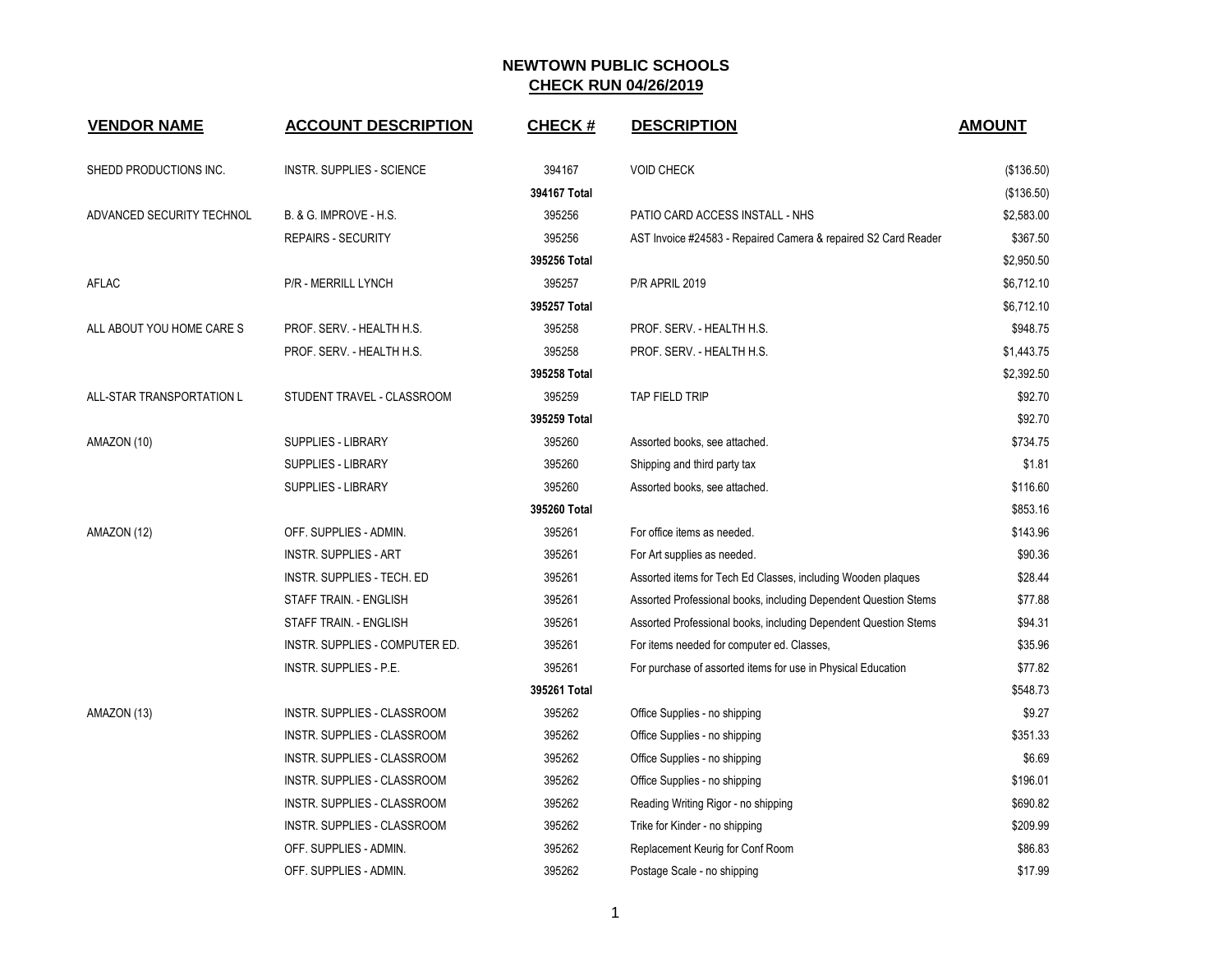# NEWTOWN PUBLIC SCHOOLS

## CHECK RUN 04/26/2019

| VENDOR NAME | ACCOUNT DESCRIPTION | CHECK # | DESCRIPTION | AMOUNT |
|---|---|---|---|---|
| SHEDD PRODUCTIONS INC. | INSTR. SUPPLIES - SCIENCE | 394167 | VOID CHECK | ($136.50) |
| | | **394167 Total** | | ($136.50) |
| ADVANCED SECURITY TECHNOL | B. & G. IMPROVE - H.S. | 395256 | PATIO CARD ACCESS INSTALL - NHS | $2,583.00 |
| | REPAIRS - SECURITY | 395256 | AST Invoice #24583 - Repaired Camera & repaired S2 Card Reader | $367.50 |
| | | **395256 Total** | | $2,950.50 |
| AFLAC | P/R - MERRILL LYNCH | 395257 | P/R APRIL 2019 | $6,712.10 |
| | | **395257 Total** | | $6,712.10 |
| ALL ABOUT YOU HOME CARE S | PROF. SERV. - HEALTH H.S. | 395258 | PROF. SERV. - HEALTH H.S. | $948.75 |
| | PROF. SERV. - HEALTH H.S. | 395258 | PROF. SERV. - HEALTH H.S. | $1,443.75 |
| | | **395258 Total** | | $2,392.50 |
| ALL-STAR TRANSPORTATION L | STUDENT TRAVEL - CLASSROOM | 395259 | TAP FIELD TRIP | $92.70 |
| | | **395259 Total** | | $92.70 |
| AMAZON (10) | SUPPLIES - LIBRARY | 395260 | Assorted books, see attached. | $734.75 |
| | SUPPLIES - LIBRARY | 395260 | Shipping and third party tax | $1.81 |
| | SUPPLIES - LIBRARY | 395260 | Assorted books, see attached. | $116.60 |
| | | **395260 Total** | | $853.16 |
| AMAZON (12) | OFF. SUPPLIES - ADMIN. | 395261 | For office items as needed. | $143.96 |
| | INSTR. SUPPLIES - ART | 395261 | For Art supplies as needed. | $90.36 |
| | INSTR. SUPPLIES - TECH. ED | 395261 | Assorted items for Tech Ed Classes, including Wooden plaques | $28.44 |
| | STAFF TRAIN. - ENGLISH | 395261 | Assorted Professional books, including Dependent Question Stems | $77.88 |
| | STAFF TRAIN. - ENGLISH | 395261 | Assorted Professional books, including Dependent Question Stems | $94.31 |
| | INSTR. SUPPLIES - COMPUTER ED. | 395261 | For items needed for computer ed. Classes, | $35.96 |
| | INSTR. SUPPLIES - P.E. | 395261 | For purchase of assorted items for use in Physical Education | $77.82 |
| | | **395261 Total** | | $548.73 |
| AMAZON (13) | INSTR. SUPPLIES - CLASSROOM | 395262 | Office Supplies - no shipping | $9.27 |
| | INSTR. SUPPLIES - CLASSROOM | 395262 | Office Supplies - no shipping | $351.33 |
| | INSTR. SUPPLIES - CLASSROOM | 395262 | Office Supplies - no shipping | $6.69 |
| | INSTR. SUPPLIES - CLASSROOM | 395262 | Office Supplies - no shipping | $196.01 |
| | INSTR. SUPPLIES - CLASSROOM | 395262 | Reading Writing Rigor - no shipping | $690.82 |
| | INSTR. SUPPLIES - CLASSROOM | 395262 | Trike for Kinder - no shipping | $209.99 |
| | OFF. SUPPLIES - ADMIN. | 395262 | Replacement Keurig for Conf Room | $86.83 |
| | OFF. SUPPLIES - ADMIN. | 395262 | Postage Scale - no shipping | $17.99 |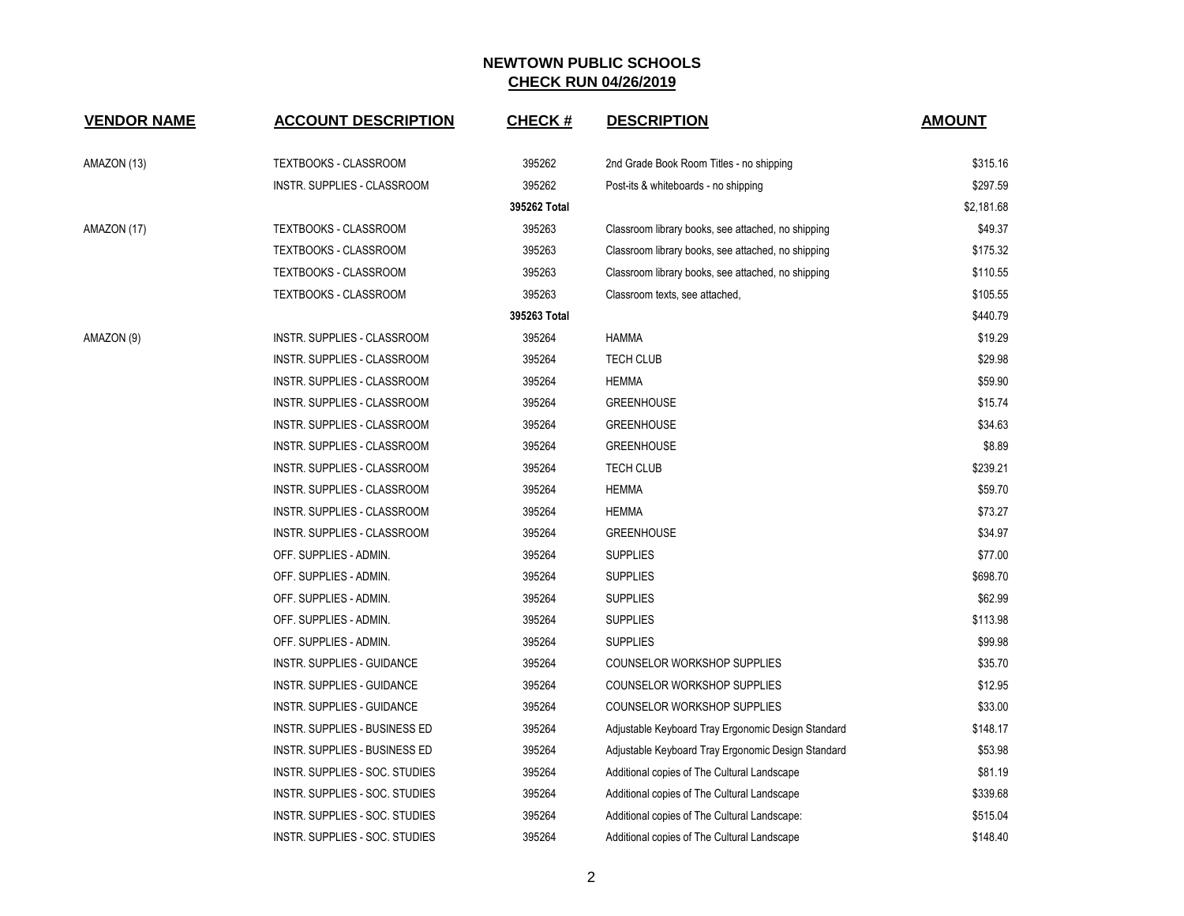**NEWTOWN PUBLIC SCHOOLS**
**CHECK RUN 04/26/2019**

| VENDOR NAME | ACCOUNT DESCRIPTION | CHECK # | DESCRIPTION | AMOUNT |
|---|---|---|---|---|
| AMAZON (13) | TEXTBOOKS - CLASSROOM | 395262 | 2nd Grade Book Room Titles - no shipping | $315.16 |
| | INSTR. SUPPLIES - CLASSROOM | 395262 | Post-its & whiteboards - no shipping | $297.59 |
| | | **395262 Total** | | $2,181.68 |
| AMAZON (17) | TEXTBOOKS - CLASSROOM | 395263 | Classroom library books, see attached, no shipping | $49.37 |
| | TEXTBOOKS - CLASSROOM | 395263 | Classroom library books, see attached, no shipping | $175.32 |
| | TEXTBOOKS - CLASSROOM | 395263 | Classroom library books, see attached, no shipping | $110.55 |
| | TEXTBOOKS - CLASSROOM | 395263 | Classroom texts, see attached, | $105.55 |
| | | **395263 Total** | | $440.79 |
| AMAZON (9) | INSTR. SUPPLIES - CLASSROOM | 395264 | HAMMA | $19.29 |
| | INSTR. SUPPLIES - CLASSROOM | 395264 | TECH CLUB | $29.98 |
| | INSTR. SUPPLIES - CLASSROOM | 395264 | HEMMA | $59.90 |
| | INSTR. SUPPLIES - CLASSROOM | 395264 | GREENHOUSE | $15.74 |
| | INSTR. SUPPLIES - CLASSROOM | 395264 | GREENHOUSE | $34.63 |
| | INSTR. SUPPLIES - CLASSROOM | 395264 | GREENHOUSE | $8.89 |
| | INSTR. SUPPLIES - CLASSROOM | 395264 | TECH CLUB | $239.21 |
| | INSTR. SUPPLIES - CLASSROOM | 395264 | HEMMA | $59.70 |
| | INSTR. SUPPLIES - CLASSROOM | 395264 | HEMMA | $73.27 |
| | INSTR. SUPPLIES - CLASSROOM | 395264 | GREENHOUSE | $34.97 |
| | OFF. SUPPLIES - ADMIN. | 395264 | SUPPLIES | $77.00 |
| | OFF. SUPPLIES - ADMIN. | 395264 | SUPPLIES | $698.70 |
| | OFF. SUPPLIES - ADMIN. | 395264 | SUPPLIES | $62.99 |
| | OFF. SUPPLIES - ADMIN. | 395264 | SUPPLIES | $113.98 |
| | OFF. SUPPLIES - ADMIN. | 395264 | SUPPLIES | $99.98 |
| | INSTR. SUPPLIES - GUIDANCE | 395264 | COUNSELOR WORKSHOP SUPPLIES | $35.70 |
| | INSTR. SUPPLIES - GUIDANCE | 395264 | COUNSELOR WORKSHOP SUPPLIES | $12.95 |
| | INSTR. SUPPLIES - GUIDANCE | 395264 | COUNSELOR WORKSHOP SUPPLIES | $33.00 |
| | INSTR. SUPPLIES - BUSINESS ED | 395264 | Adjustable Keyboard Tray Ergonomic Design Standard | $148.17 |
| | INSTR. SUPPLIES - BUSINESS ED | 395264 | Adjustable Keyboard Tray Ergonomic Design Standard | $53.98 |
| | INSTR. SUPPLIES - SOC. STUDIES | 395264 | Additional copies of The Cultural Landscape | $81.19 |
| | INSTR. SUPPLIES - SOC. STUDIES | 395264 | Additional copies of The Cultural Landscape | $339.68 |
| | INSTR. SUPPLIES - SOC. STUDIES | 395264 | Additional copies of The Cultural Landscape: | $515.04 |
| | INSTR. SUPPLIES - SOC. STUDIES | 395264 | Additional copies of The Cultural Landscape | $148.40 |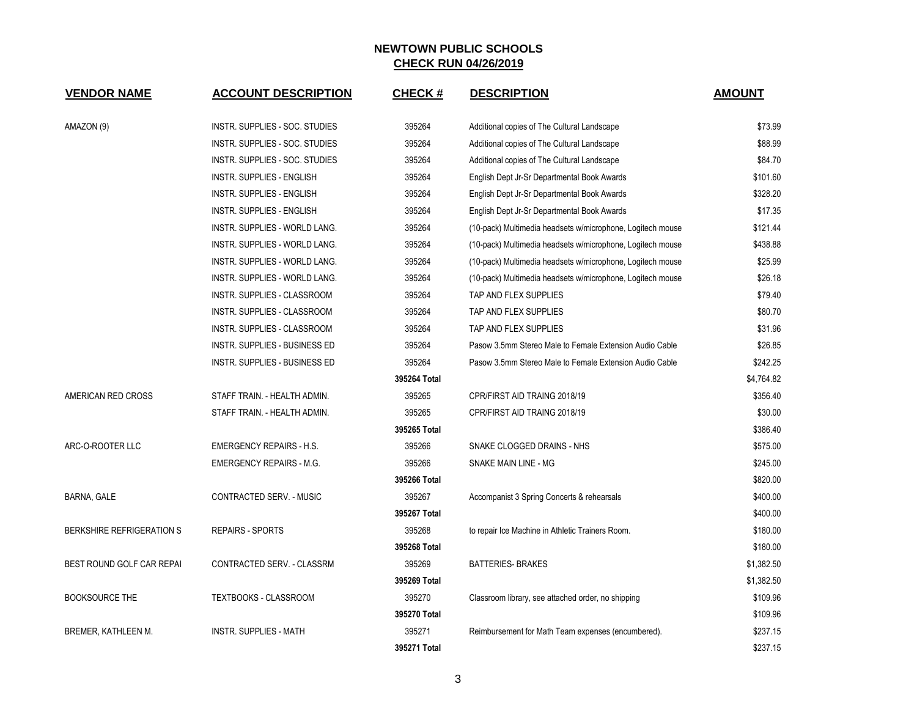# NEWTOWN PUBLIC SCHOOLS

## CHECK RUN 04/26/2019

| VENDOR NAME | ACCOUNT DESCRIPTION | CHECK # | DESCRIPTION | AMOUNT |
|---|---|---|---|---|
| AMAZON (9) | INSTR. SUPPLIES - SOC. STUDIES | 395264 | Additional copies of The Cultural Landscape | $73.99 |
| | INSTR. SUPPLIES - SOC. STUDIES | 395264 | Additional copies of The Cultural Landscape | $88.99 |
| | INSTR. SUPPLIES - SOC. STUDIES | 395264 | Additional copies of The Cultural Landscape | $84.70 |
| | INSTR. SUPPLIES - ENGLISH | 395264 | English Dept Jr-Sr Departmental Book Awards | $101.60 |
| | INSTR. SUPPLIES - ENGLISH | 395264 | English Dept Jr-Sr Departmental Book Awards | $328.20 |
| | INSTR. SUPPLIES - ENGLISH | 395264 | English Dept Jr-Sr Departmental Book Awards | $17.35 |
| | INSTR. SUPPLIES - WORLD LANG. | 395264 | (10-pack) Multimedia headsets w/microphone, Logitech mouse | $121.44 |
| | INSTR. SUPPLIES - WORLD LANG. | 395264 | (10-pack) Multimedia headsets w/microphone, Logitech mouse | $438.88 |
| | INSTR. SUPPLIES - WORLD LANG. | 395264 | (10-pack) Multimedia headsets w/microphone, Logitech mouse | $25.99 |
| | INSTR. SUPPLIES - WORLD LANG. | 395264 | (10-pack) Multimedia headsets w/microphone, Logitech mouse | $26.18 |
| | INSTR. SUPPLIES - CLASSROOM | 395264 | TAP AND FLEX SUPPLIES | $79.40 |
| | INSTR. SUPPLIES - CLASSROOM | 395264 | TAP AND FLEX SUPPLIES | $80.70 |
| | INSTR. SUPPLIES - CLASSROOM | 395264 | TAP AND FLEX SUPPLIES | $31.96 |
| | INSTR. SUPPLIES - BUSINESS ED | 395264 | Pasow 3.5mm Stereo Male to Female Extension Audio Cable | $26.85 |
| | INSTR. SUPPLIES - BUSINESS ED | 395264 | Pasow 3.5mm Stereo Male to Female Extension Audio Cable | $242.25 |
| | | **395264 Total** | | $4,764.82 |
| AMERICAN RED CROSS | STAFF TRAIN. - HEALTH ADMIN. | 395265 | CPR/FIRST AID TRAING 2018/19 | $356.40 |
| | STAFF TRAIN. - HEALTH ADMIN. | 395265 | CPR/FIRST AID TRAING 2018/19 | $30.00 |
| | | **395265 Total** | | $386.40 |
| ARC-O-ROOTER LLC | EMERGENCY REPAIRS - H.S. | 395266 | SNAKE CLOGGED DRAINS - NHS | $575.00 |
| | EMERGENCY REPAIRS - M.G. | 395266 | SNAKE MAIN LINE - MG | $245.00 |
| | | **395266 Total** | | $820.00 |
| BARNA, GALE | CONTRACTED SERV. - MUSIC | 395267 | Accompanist 3 Spring Concerts & rehearsals | $400.00 |
| | | **395267 Total** | | $400.00 |
| BERKSHIRE REFRIGERATION S | REPAIRS - SPORTS | 395268 | to repair Ice Machine in Athletic Trainers Room. | $180.00 |
| | | **395268 Total** | | $180.00 |
| BEST ROUND GOLF CAR REPAI | CONTRACTED SERV. - CLASSRM | 395269 | BATTERIES- BRAKES | $1,382.50 |
| | | **395269 Total** | | $1,382.50 |
| BOOKSOURCE THE | TEXTBOOKS - CLASSROOM | 395270 | Classroom library, see attached order, no shipping | $109.96 |
| | | **395270 Total** | | $109.96 |
| BREMER, KATHLEEN M. | INSTR. SUPPLIES - MATH | 395271 | Reimbursement for Math Team expenses (encumbered). | $237.15 |
| | | **395271 Total** | | $237.15 |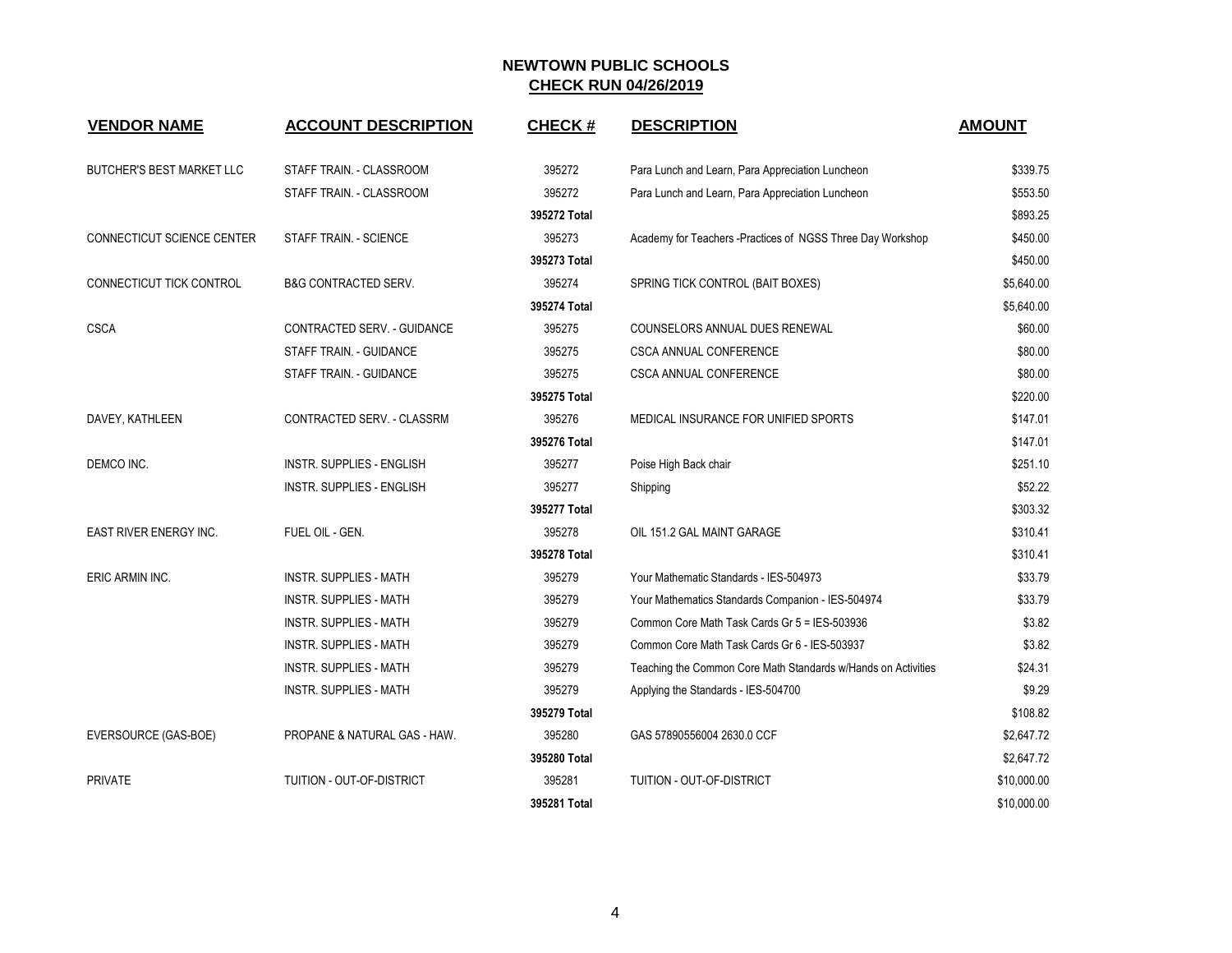## NEWTOWN PUBLIC SCHOOLS
## CHECK RUN 04/26/2019

| VENDOR NAME | ACCOUNT DESCRIPTION | CHECK # | DESCRIPTION | AMOUNT |
|---|---|---|---|---|
| BUTCHER'S BEST MARKET LLC | STAFF TRAIN. - CLASSROOM | 395272 | Para Lunch and Learn, Para Appreciation Luncheon | $339.75 |
| | STAFF TRAIN. - CLASSROOM | 395272 | Para Lunch and Learn, Para Appreciation Luncheon | $553.50 |
| | | **395272 Total** | | $893.25 |
| CONNECTICUT SCIENCE CENTER | STAFF TRAIN. - SCIENCE | 395273 | Academy for Teachers -Practices of NGSS Three Day Workshop | $450.00 |
| | | **395273 Total** | | $450.00 |
| CONNECTICUT TICK CONTROL | B&G CONTRACTED SERV. | 395274 | SPRING TICK CONTROL (BAIT BOXES) | $5,640.00 |
| | | **395274 Total** | | $5,640.00 |
| CSCA | CONTRACTED SERV. - GUIDANCE | 395275 | COUNSELORS ANNUAL DUES RENEWAL | $60.00 |
| | STAFF TRAIN. - GUIDANCE | 395275 | CSCA ANNUAL CONFERENCE | $80.00 |
| | STAFF TRAIN. - GUIDANCE | 395275 | CSCA ANNUAL CONFERENCE | $80.00 |
| | | **395275 Total** | | $220.00 |
| DAVEY, KATHLEEN | CONTRACTED SERV. - CLASSRM | 395276 | MEDICAL INSURANCE FOR UNIFIED SPORTS | $147.01 |
| | | **395276 Total** | | $147.01 |
| DEMCO INC. | INSTR. SUPPLIES - ENGLISH | 395277 | Poise High Back chair | $251.10 |
| | INSTR. SUPPLIES - ENGLISH | 395277 | Shipping | $52.22 |
| | | **395277 Total** | | $303.32 |
| EAST RIVER ENERGY INC. | FUEL OIL - GEN. | 395278 | OIL 151.2 GAL MAINT GARAGE | $310.41 |
| | | **395278 Total** | | $310.41 |
| ERIC ARMIN INC. | INSTR. SUPPLIES - MATH | 395279 | Your Mathematic Standards - IES-504973 | $33.79 |
| | INSTR. SUPPLIES - MATH | 395279 | Your Mathematics Standards Companion - IES-504974 | $33.79 |
| | INSTR. SUPPLIES - MATH | 395279 | Common Core Math Task Cards Gr 5 = IES-503936 | $3.82 |
| | INSTR. SUPPLIES - MATH | 395279 | Common Core Math Task Cards Gr 6 - IES-503937 | $3.82 |
| | INSTR. SUPPLIES - MATH | 395279 | Teaching the Common Core Math Standards w/Hands on Activities | $24.31 |
| | INSTR. SUPPLIES - MATH | 395279 | Applying the Standards - IES-504700 | $9.29 |
| | | **395279 Total** | | $108.82 |
| EVERSOURCE (GAS-BOE) | PROPANE & NATURAL GAS - HAW. | 395280 | GAS 57890556004 2630.0 CCF | $2,647.72 |
| | | **395280 Total** | | $2,647.72 |
| PRIVATE | TUITION - OUT-OF-DISTRICT | 395281 | TUITION - OUT-OF-DISTRICT | $10,000.00 |
| | | **395281 Total** | | $10,000.00 |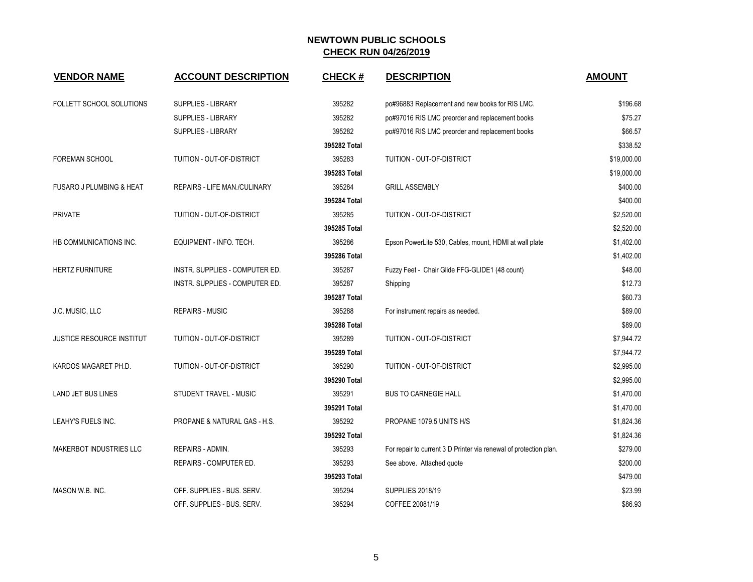## NEWTOWN PUBLIC SCHOOLS
## CHECK RUN 04/26/2019

| VENDOR NAME | ACCOUNT DESCRIPTION | CHECK # | DESCRIPTION | AMOUNT |
|---|---|---|---|---|
| FOLLETT SCHOOL SOLUTIONS | SUPPLIES - LIBRARY | 395282 | po#96883 Replacement and new books for RIS LMC. | $196.68 |
| | SUPPLIES - LIBRARY | 395282 | po#97016 RIS LMC preorder and replacement books | $75.27 |
| | SUPPLIES - LIBRARY | 395282 | po#97016 RIS LMC preorder and replacement books | $66.57 |
| | | 395282 Total | | $338.52 |
| FOREMAN SCHOOL | TUITION - OUT-OF-DISTRICT | 395283 | TUITION - OUT-OF-DISTRICT | $19,000.00 |
| | | 395283 Total | | $19,000.00 |
| FUSARO J PLUMBING & HEAT | REPAIRS - LIFE MAN./CULINARY | 395284 | GRILL ASSEMBLY | $400.00 |
| | | 395284 Total | | $400.00 |
| PRIVATE | TUITION - OUT-OF-DISTRICT | 395285 | TUITION - OUT-OF-DISTRICT | $2,520.00 |
| | | 395285 Total | | $2,520.00 |
| HB COMMUNICATIONS INC. | EQUIPMENT - INFO. TECH. | 395286 | Epson PowerLite 530, Cables, mount, HDMI at wall plate | $1,402.00 |
| | | 395286 Total | | $1,402.00 |
| HERTZ FURNITURE | INSTR. SUPPLIES - COMPUTER ED. | 395287 | Fuzzy Feet - Chair Glide FFG-GLIDE1 (48 count) | $48.00 |
| | INSTR. SUPPLIES - COMPUTER ED. | 395287 | Shipping | $12.73 |
| | | 395287 Total | | $60.73 |
| J.C. MUSIC, LLC | REPAIRS - MUSIC | 395288 | For instrument repairs as needed. | $89.00 |
| | | 395288 Total | | $89.00 |
| JUSTICE RESOURCE INSTITUT | TUITION - OUT-OF-DISTRICT | 395289 | TUITION - OUT-OF-DISTRICT | $7,944.72 |
| | | 395289 Total | | $7,944.72 |
| KARDOS MAGARET PH.D. | TUITION - OUT-OF-DISTRICT | 395290 | TUITION - OUT-OF-DISTRICT | $2,995.00 |
| | | 395290 Total | | $2,995.00 |
| LAND JET BUS LINES | STUDENT TRAVEL - MUSIC | 395291 | BUS TO CARNEGIE HALL | $1,470.00 |
| | | 395291 Total | | $1,470.00 |
| LEAHY'S FUELS INC. | PROPANE & NATURAL GAS - H.S. | 395292 | PROPANE 1079.5 UNITS H/S | $1,824.36 |
| | | 395292 Total | | $1,824.36 |
| MAKERBOT INDUSTRIES LLC | REPAIRS - ADMIN. | 395293 | For repair to current 3 D Printer via renewal of protection plan. | $279.00 |
| | REPAIRS - COMPUTER ED. | 395293 | See above. Attached quote | $200.00 |
| | | 395293 Total | | $479.00 |
| MASON W.B. INC. | OFF. SUPPLIES - BUS. SERV. | 395294 | SUPPLIES 2018/19 | $23.99 |
| | OFF. SUPPLIES - BUS. SERV. | 395294 | COFFEE 20081/19 | $86.93 |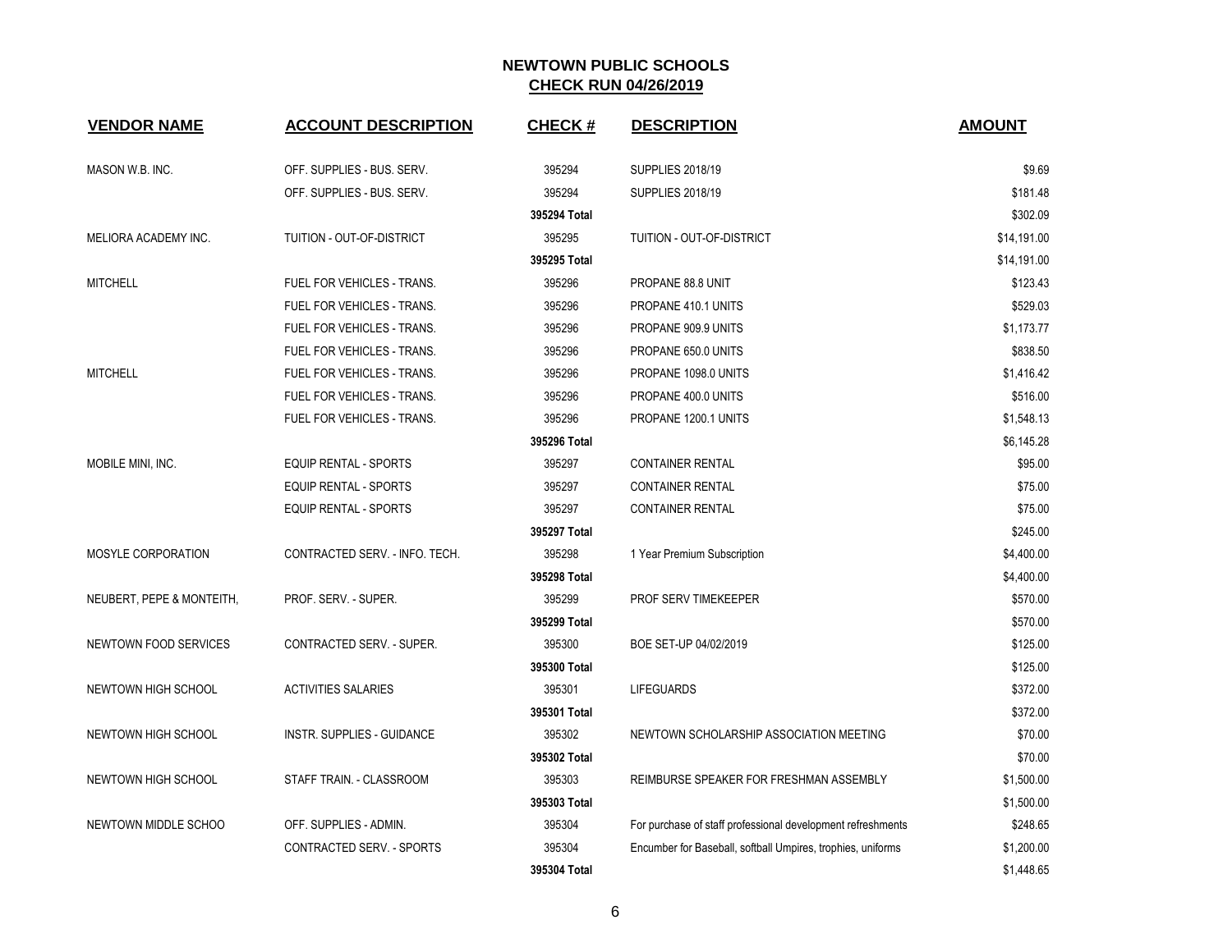# NEWTOWN PUBLIC SCHOOLS

## CHECK RUN 04/26/2019

| VENDOR NAME | ACCOUNT DESCRIPTION | CHECK # | DESCRIPTION | AMOUNT |
|---|---|---|---|---|
| MASON W.B. INC. | OFF. SUPPLIES - BUS. SERV. | 395294 | SUPPLIES 2018/19 | $9.69 |
| | OFF. SUPPLIES - BUS. SERV. | 395294 | SUPPLIES 2018/19 | $181.48 |
| | | **395294 Total** | | $302.09 |
| MELIORA ACADEMY INC. | TUITION - OUT-OF-DISTRICT | 395295 | TUITION - OUT-OF-DISTRICT | $14,191.00 |
| | | **395295 Total** | | $14,191.00 |
| MITCHELL | FUEL FOR VEHICLES - TRANS. | 395296 | PROPANE 88.8 UNIT | $123.43 |
| | FUEL FOR VEHICLES - TRANS. | 395296 | PROPANE 410.1 UNITS | $529.03 |
| | FUEL FOR VEHICLES - TRANS. | 395296 | PROPANE 909.9 UNITS | $1,173.77 |
| | FUEL FOR VEHICLES - TRANS. | 395296 | PROPANE 650.0 UNITS | $838.50 |
| MITCHELL | FUEL FOR VEHICLES - TRANS. | 395296 | PROPANE 1098.0 UNITS | $1,416.42 |
| | FUEL FOR VEHICLES - TRANS. | 395296 | PROPANE 400.0 UNITS | $516.00 |
| | FUEL FOR VEHICLES - TRANS. | 395296 | PROPANE 1200.1 UNITS | $1,548.13 |
| | | **395296 Total** | | $6,145.28 |
| MOBILE MINI, INC. | EQUIP RENTAL - SPORTS | 395297 | CONTAINER RENTAL | $95.00 |
| | EQUIP RENTAL - SPORTS | 395297 | CONTAINER RENTAL | $75.00 |
| | EQUIP RENTAL - SPORTS | 395297 | CONTAINER RENTAL | $75.00 |
| | | **395297 Total** | | $245.00 |
| MOSYLE CORPORATION | CONTRACTED SERV. - INFO. TECH. | 395298 | 1 Year Premium Subscription | $4,400.00 |
| | | **395298 Total** | | $4,400.00 |
| NEUBERT, PEPE & MONTEITH, | PROF. SERV. - SUPER. | 395299 | PROF SERV TIMEKEEPER | $570.00 |
| | | **395299 Total** | | $570.00 |
| NEWTOWN FOOD SERVICES | CONTRACTED SERV. - SUPER. | 395300 | BOE SET-UP 04/02/2019 | $125.00 |
| | | **395300 Total** | | $125.00 |
| NEWTOWN HIGH SCHOOL | ACTIVITIES SALARIES | 395301 | LIFEGUARDS | $372.00 |
| | | **395301 Total** | | $372.00 |
| NEWTOWN HIGH SCHOOL | INSTR. SUPPLIES - GUIDANCE | 395302 | NEWTOWN SCHOLARSHIP ASSOCIATION MEETING | $70.00 |
| | | **395302 Total** | | $70.00 |
| NEWTOWN HIGH SCHOOL | STAFF TRAIN. - CLASSROOM | 395303 | REIMBURSE SPEAKER FOR FRESHMAN ASSEMBLY | $1,500.00 |
| | | **395303 Total** | | $1,500.00 |
| NEWTOWN MIDDLE SCHOO | OFF. SUPPLIES - ADMIN. | 395304 | For purchase of staff professional development refreshments | $248.65 |
| | CONTRACTED SERV. - SPORTS | 395304 | Encumber for Baseball, softball Umpires, trophies, uniforms | $1,200.00 |
| | | **395304 Total** | | $1,448.65 |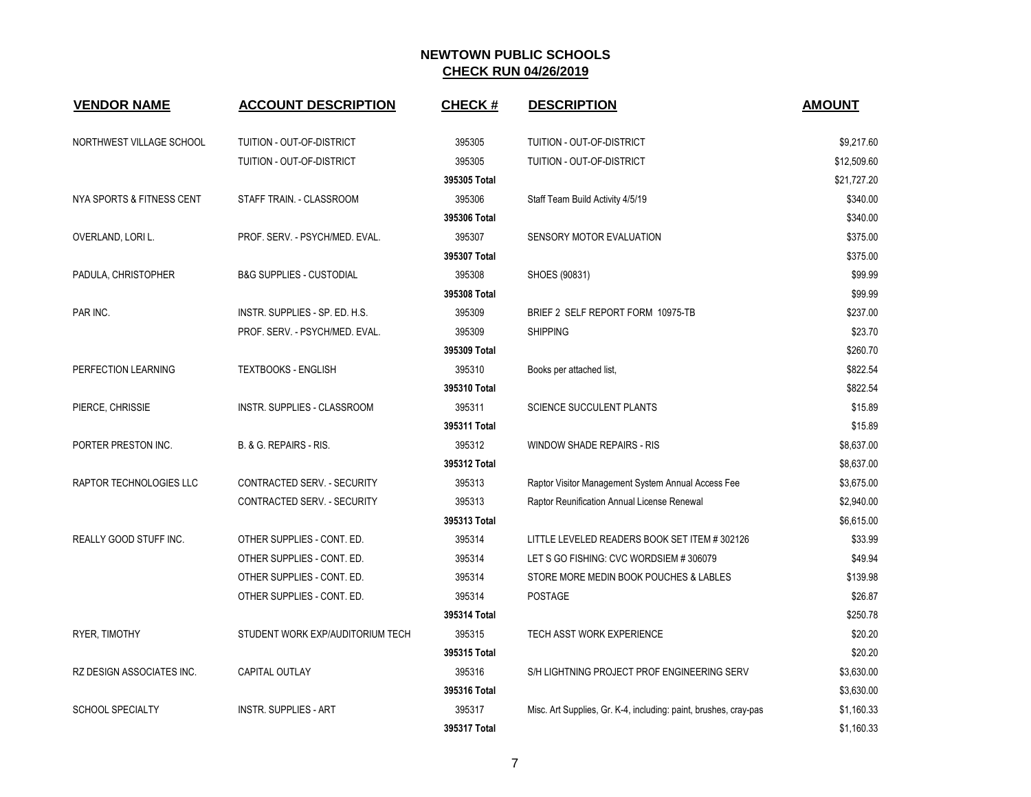# NEWTOWN PUBLIC SCHOOLS

## CHECK RUN 04/26/2019

| VENDOR NAME | ACCOUNT DESCRIPTION | CHECK # | DESCRIPTION | AMOUNT |
|---|---|---|---|---|
| NORTHWEST VILLAGE SCHOOL | TUITION - OUT-OF-DISTRICT | 395305 | TUITION - OUT-OF-DISTRICT | $9,217.60 |
| | TUITION - OUT-OF-DISTRICT | 395305 | TUITION - OUT-OF-DISTRICT | $12,509.60 |
| | | **395305 Total** | | $21,727.20 |
| NYA SPORTS & FITNESS CENT | STAFF TRAIN. - CLASSROOM | 395306 | Staff Team Build Activity 4/5/19 | $340.00 |
| | | **395306 Total** | | $340.00 |
| OVERLAND, LORI L. | PROF. SERV. - PSYCH/MED. EVAL. | 395307 | SENSORY MOTOR EVALUATION | $375.00 |
| | | **395307 Total** | | $375.00 |
| PADULA, CHRISTOPHER | B&G SUPPLIES - CUSTODIAL | 395308 | SHOES (90831) | $99.99 |
| | | **395308 Total** | | $99.99 |
| PAR INC. | INSTR. SUPPLIES - SP. ED. H.S. | 395309 | BRIEF 2 SELF REPORT FORM 10975-TB | $237.00 |
| | PROF. SERV. - PSYCH/MED. EVAL. | 395309 | SHIPPING | $23.70 |
| | | **395309 Total** | | $260.70 |
| PERFECTION LEARNING | TEXTBOOKS - ENGLISH | 395310 | Books per attached list, | $822.54 |
| | | **395310 Total** | | $822.54 |
| PIERCE, CHRISSIE | INSTR. SUPPLIES - CLASSROOM | 395311 | SCIENCE SUCCULENT PLANTS | $15.89 |
| | | **395311 Total** | | $15.89 |
| PORTER PRESTON INC. | B. & G. REPAIRS - RIS. | 395312 | WINDOW SHADE REPAIRS - RIS | $8,637.00 |
| | | **395312 Total** | | $8,637.00 |
| RAPTOR TECHNOLOGIES LLC | CONTRACTED SERV. - SECURITY | 395313 | Raptor Visitor Management System Annual Access Fee | $3,675.00 |
| | CONTRACTED SERV. - SECURITY | 395313 | Raptor Reunification Annual License Renewal | $2,940.00 |
| | | **395313 Total** | | $6,615.00 |
| REALLY GOOD STUFF INC. | OTHER SUPPLIES - CONT. ED. | 395314 | LITTLE LEVELED READERS BOOK SET ITEM # 302126 | $33.99 |
| | OTHER SUPPLIES - CONT. ED. | 395314 | LET S GO FISHING: CVC WORDSIEM # 306079 | $49.94 |
| | OTHER SUPPLIES - CONT. ED. | 395314 | STORE MORE MEDIN BOOK POUCHES & LABLES | $139.98 |
| | OTHER SUPPLIES - CONT. ED. | 395314 | POSTAGE | $26.87 |
| | | **395314 Total** | | $250.78 |
| RYER, TIMOTHY | STUDENT WORK EXP/AUDITORIUM TECH | 395315 | TECH ASST WORK EXPERIENCE | $20.20 |
| | | **395315 Total** | | $20.20 |
| RZ DESIGN ASSOCIATES INC. | CAPITAL OUTLAY | 395316 | S/H LIGHTNING PROJECT PROF ENGINEERING SERV | $3,630.00 |
| | | **395316 Total** | | $3,630.00 |
| SCHOOL SPECIALTY | INSTR. SUPPLIES - ART | 395317 | Misc. Art Supplies, Gr. K-4, including: paint, brushes, cray-pas | $1,160.33 |
| | | **395317 Total** | | $1,160.33 |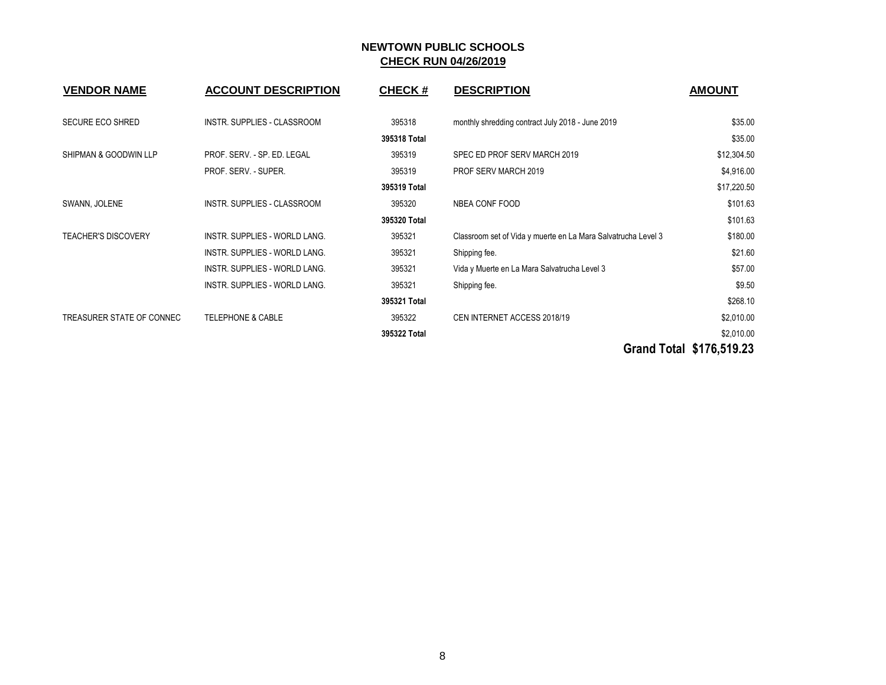# NEWTOWN PUBLIC SCHOOLS
## CHECK RUN 04/26/2019

| VENDOR NAME | ACCOUNT DESCRIPTION | CHECK # | DESCRIPTION | AMOUNT |
|---|---|---|---|---|
| SECURE ECO SHRED | INSTR. SUPPLIES - CLASSROOM | 395318 | monthly shredding contract July 2018 - June 2019 | $35.00 |
| | | **395318 Total** | | $35.00 |
| SHIPMAN & GOODWIN LLP | PROF. SERV. - SP. ED. LEGAL | 395319 | SPEC ED PROF SERV MARCH 2019 | $12,304.50 |
| | PROF. SERV. - SUPER. | 395319 | PROF SERV MARCH 2019 | $4,916.00 |
| | | **395319 Total** | | $17,220.50 |
| SWANN, JOLENE | INSTR. SUPPLIES - CLASSROOM | 395320 | NBEA CONF FOOD | $101.63 |
| | | **395320 Total** | | $101.63 |
| TEACHER'S DISCOVERY | INSTR. SUPPLIES - WORLD LANG. | 395321 | Classroom set of Vida y muerte en La Mara Salvatrucha Level 3 | $180.00 |
| | INSTR. SUPPLIES - WORLD LANG. | 395321 | Shipping fee. | $21.60 |
| | INSTR. SUPPLIES - WORLD LANG. | 395321 | Vida y Muerte en La Mara Salvatrucha Level 3 | $57.00 |
| | INSTR. SUPPLIES - WORLD LANG. | 395321 | Shipping fee. | $9.50 |
| | | **395321 Total** | | $268.10 |
| TREASURER STATE OF CONNEC | TELEPHONE & CABLE | 395322 | CEN INTERNET ACCESS 2018/19 | $2,010.00 |
| | | **395322 Total** | | $2,010.00 |
| | | | **Grand Total** | **$176,519.23** |